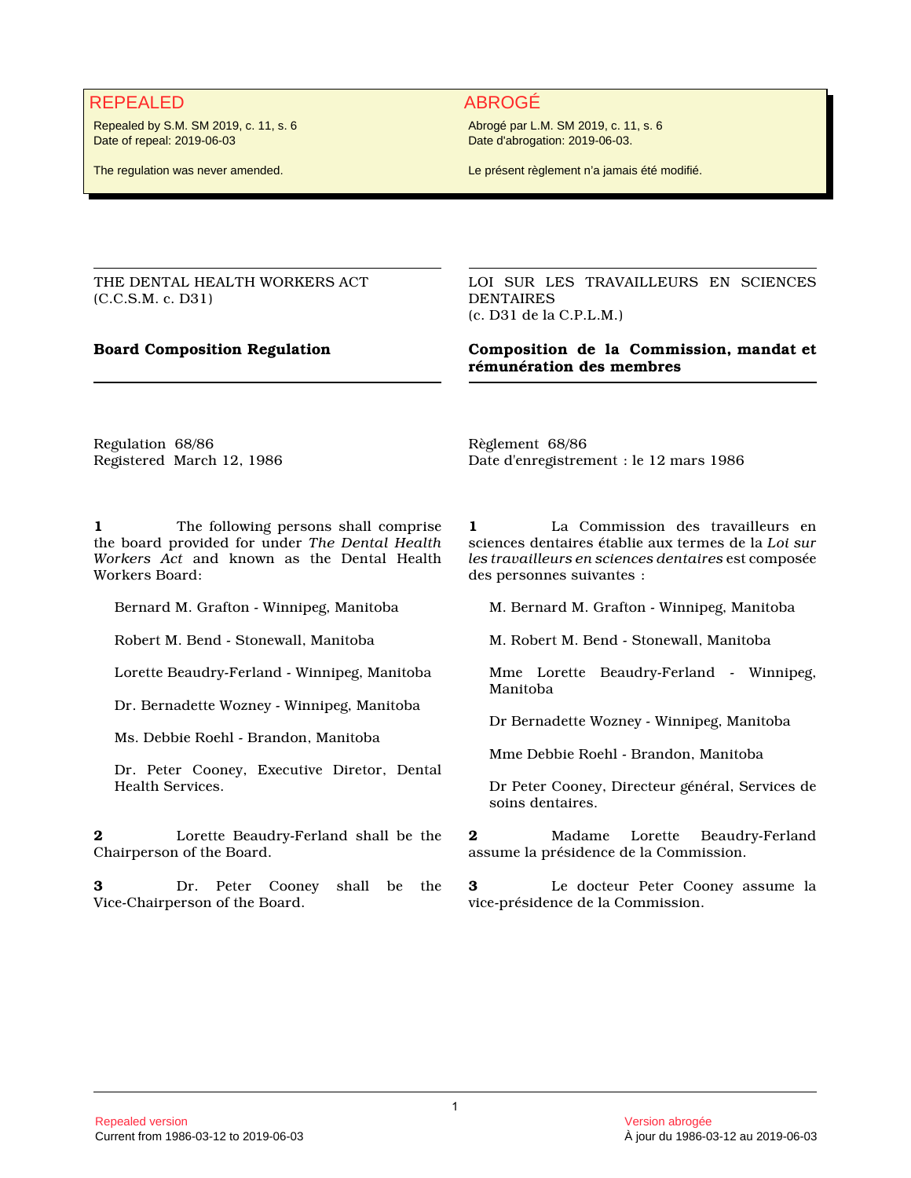**REPEALED**

Repealed by S.M. SM 2019, c. 11, s. 6
Date of repeal: 2019-06-03

The regulation was never amended.

**ABROGÉ**

Abrogé par L.M. SM 2019, c. 11, s. 6
Date d'abrogation: 2019-06-03.

Le présent règlement n'a jamais été modifié.

---

THE DENTAL HEALTH WORKERS ACT
(C.C.S.M. c. D31)

## Board Composition Regulation

Regulation 68/86
Registered March 12, 1986

**1** The following persons shall comprise the board provided for under *The Dental Health Workers Act* and known as the Dental Health Workers Board:

Bernard M. Grafton - Winnipeg, Manitoba

Robert M. Bend - Stonewall, Manitoba

Lorette Beaudry-Ferland - Winnipeg, Manitoba

Dr. Bernadette Wozney - Winnipeg, Manitoba

Ms. Debbie Roehl - Brandon, Manitoba

Dr. Peter Cooney, Executive Diretor, Dental Health Services.

**2** Lorette Beaudry-Ferland shall be the Chairperson of the Board.

**3** Dr. Peter Cooney shall be the Vice-Chairperson of the Board.

---

LOI SUR LES TRAVAILLEURS EN SCIENCES DENTAIRES
(c. D31 de la C.P.L.M.)

## Composition de la Commission, mandat et rémunération des membres

Règlement 68/86
Date d'enregistrement : le 12 mars 1986

**1** La Commission des travailleurs en sciences dentaires établie aux termes de la *Loi sur les travailleurs en sciences dentaires* est composée des personnes suivantes :

M. Bernard M. Grafton - Winnipeg, Manitoba

M. Robert M. Bend - Stonewall, Manitoba

Mme Lorette Beaudry-Ferland - Winnipeg, Manitoba

Dr Bernadette Wozney - Winnipeg, Manitoba

Mme Debbie Roehl - Brandon, Manitoba

Dr Peter Cooney, Directeur général, Services de soins dentaires.

**2** Madame Lorette Beaudry-Ferland assume la présidence de la Commission.

**3** Le docteur Peter Cooney assume la vice-présidence de la Commission.

Repealed version
Current from 1986-03-12 to 2019-06-03

Version abrogée
À jour du 1986-03-12 au 2019-06-03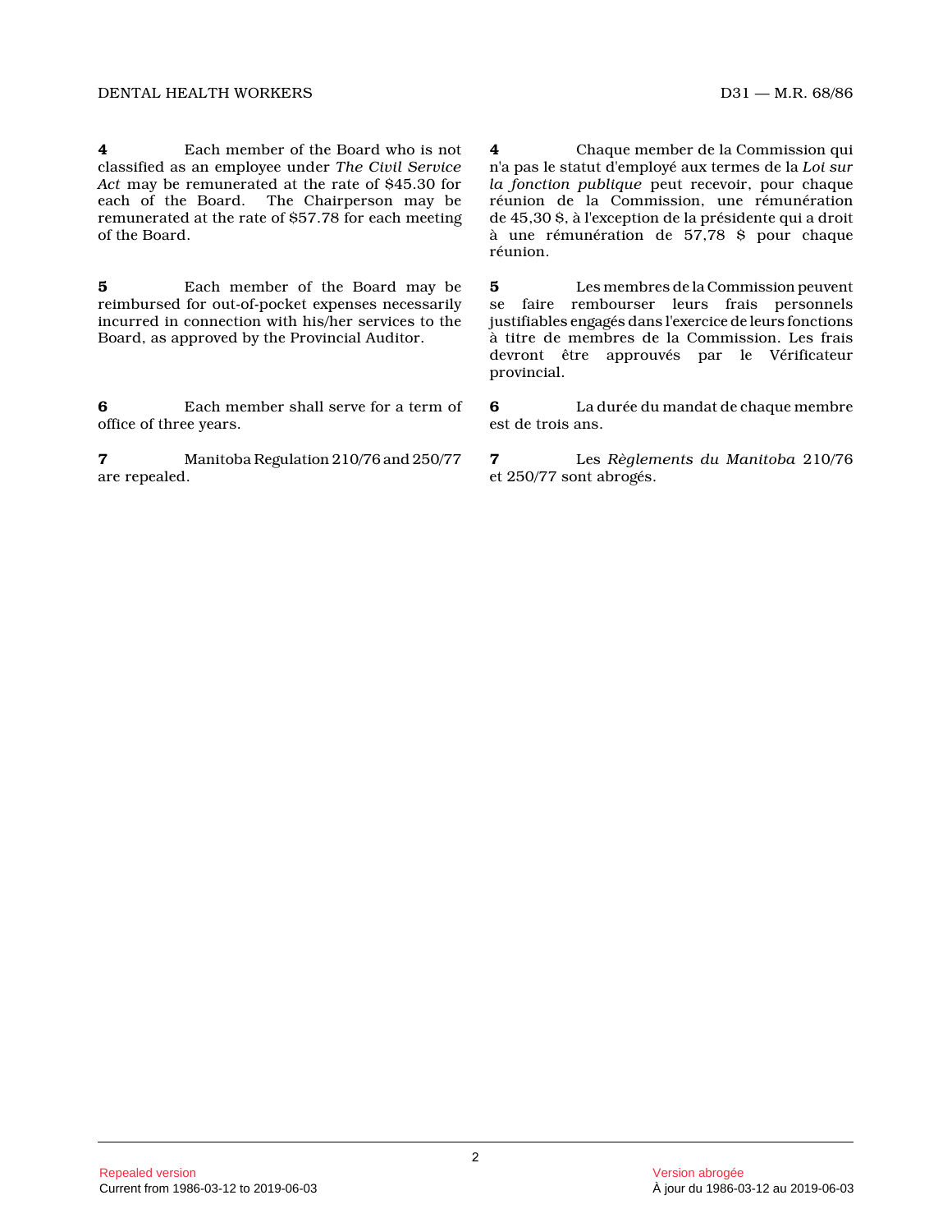**4** Each member of the Board who is not classified as an employee under *The Civil Service Act* may be remunerated at the rate of $45.30 for each of the Board. The Chairperson may be remunerated at the rate of $57.78 for each meeting of the Board.

**4** Chaque member de la Commission qui n'a pas le statut d'employé aux termes de la *Loi sur la fonction publique* peut recevoir, pour chaque réunion de la Commission, une rémunération de 45,30 $, à l'exception de la présidente qui a droit à une rémunération de 57,78 $ pour chaque réunion.

**5** Each member of the Board may be reimbursed for out-of-pocket expenses necessarily incurred in connection with his/her services to the Board, as approved by the Provincial Auditor.

**5** Les membres de la Commission peuvent se faire rembourser leurs frais personnels justifiables engagés dans l'exercice de leurs fonctions à titre de membres de la Commission. Les frais devront être approuvés par le Vérificateur provincial.

**6** Each member shall serve for a term of office of three years.

**6** La durée du mandat de chaque membre est de trois ans.

**7** Manitoba Regulation 210/76 and 250/77 are repealed.

**7** Les *Règlements du Manitoba* 210/76 et 250/77 sont abrogés.